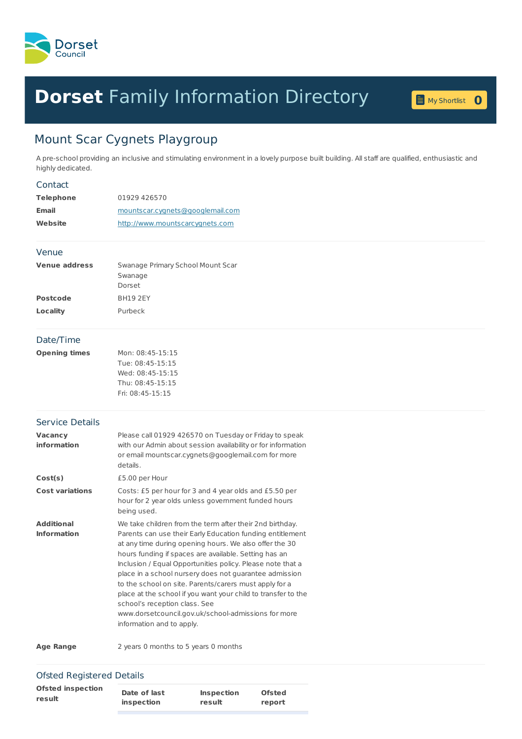Dorset Council

# Dorset Family Information Directory

My Shortlist 0

## Mount Scar Cygnets Playgroup

A pre-school providing an inclusive and stimulating environment in a lovely purpose built building. All staff are qualified, enthusiastic and highly dedicated.

### Contact

| | |
|---|---|
| **Telephone** | 01929 426570 |
| **Email** | mountscar.cygnets@googlemail.com |
| **Website** | http://www.mountscarcygnets.com |

### Venue

| | |
|---|---|
| **Venue address** | Swanage Primary School Mount Scar<br>Swanage<br>Dorset |
| **Postcode** | BH19 2EY |
| **Locality** | Purbeck |

### Date/Time

| | |
|---|---|
| **Opening times** | Mon: 08:45-15:15<br>Tue: 08:45-15:15<br>Wed: 08:45-15:15<br>Thu: 08:45-15:15<br>Fri: 08:45-15:15 |

### Service Details

| | |
|---|---|
| **Vacancy information** | Please call 01929 426570 on Tuesday or Friday to speak with our Admin about session availability or for information or email mountscar.cygnets@googlemail.com for more details. |
| **Cost(s)** | £5.00 per Hour |
| **Cost variations** | Costs: £5 per hour for 3 and 4 year olds and £5.50 per hour for 2 year olds unless government funded hours being used. |
| **Additional Information** | We take children from the term after their 2nd birthday. Parents can use their Early Education funding entitlement at any time during opening hours. We also offer the 30 hours funding if spaces are available. Setting has an Inclusion / Equal Opportunities policy. Please note that a place in a school nursery does not guarantee admission to the school on site. Parents/carers must apply for a place at the school if you want your child to transfer to the school's reception class. See www.dorsetcouncil.gov.uk/school-admissions for more information and to apply. |
| **Age Range** | 2 years 0 months to 5 years 0 months |

### Ofsted Registered Details

**Ofsted inspection result**

| Date of last inspection | Inspection result | Ofsted report |
|---|---|---|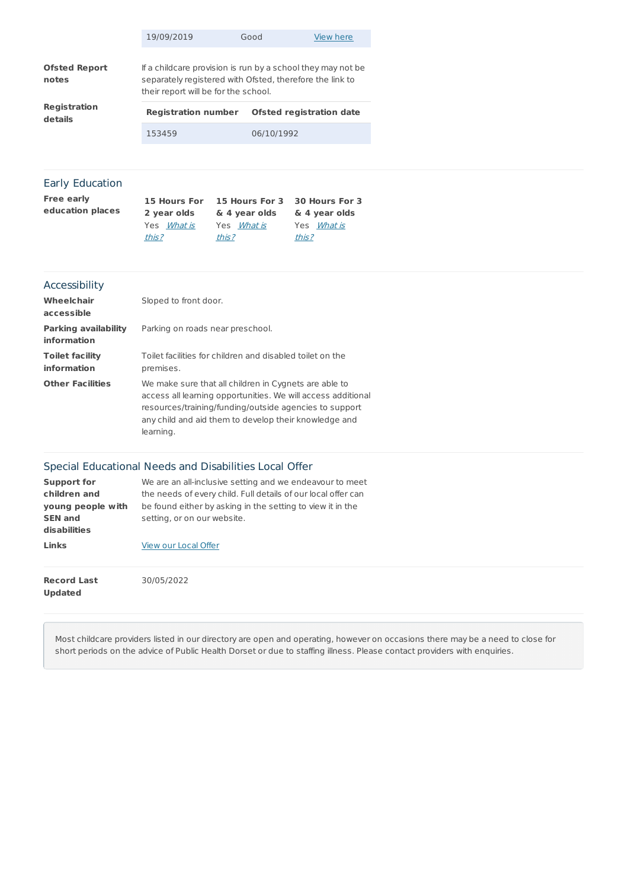| | | |
|---|---|---|
| 19/09/2019 | Good | View here |

**Ofsted Report notes**

If a childcare provision is run by a school they may not be separately registered with Ofsted, therefore the link to their report will be for the school.

**Registration details**

| Registration number | Ofsted registration date |
|---|---|
| 153459 | 06/10/1992 |

## Early Education

**Free early education places**

| 15 Hours For 2 year olds | 15 Hours For 3 & 4 year olds | 30 Hours For 3 & 4 year olds |
|---|---|---|
| Yes *What is this?* | Yes *What is this?* | Yes *What is this?* |

## Accessibility

**Wheelchair accessible**

Sloped to front door.

**Parking availability information**

Parking on roads near preschool.

**Toilet facility information**

Toilet facilities for children and disabled toilet on the premises.

**Other Facilities**

We make sure that all children in Cygnets are able to access all learning opportunities. We will access additional resources/training/funding/outside agencies to support any child and aid them to develop their knowledge and learning.

## Special Educational Needs and Disabilities Local Offer

**Support for children and young people with SEN and disabilities**

We are an all-inclusive setting and we endeavour to meet the needs of every child. Full details of our local offer can be found either by asking in the setting to view it in the setting, or on our website.

**Links**

View our Local Offer

**Record Last Updated**

30/05/2022

Most childcare providers listed in our directory are open and operating, however on occasions there may be a need to close for short periods on the advice of Public Health Dorset or due to staffing illness. Please contact providers with enquiries.